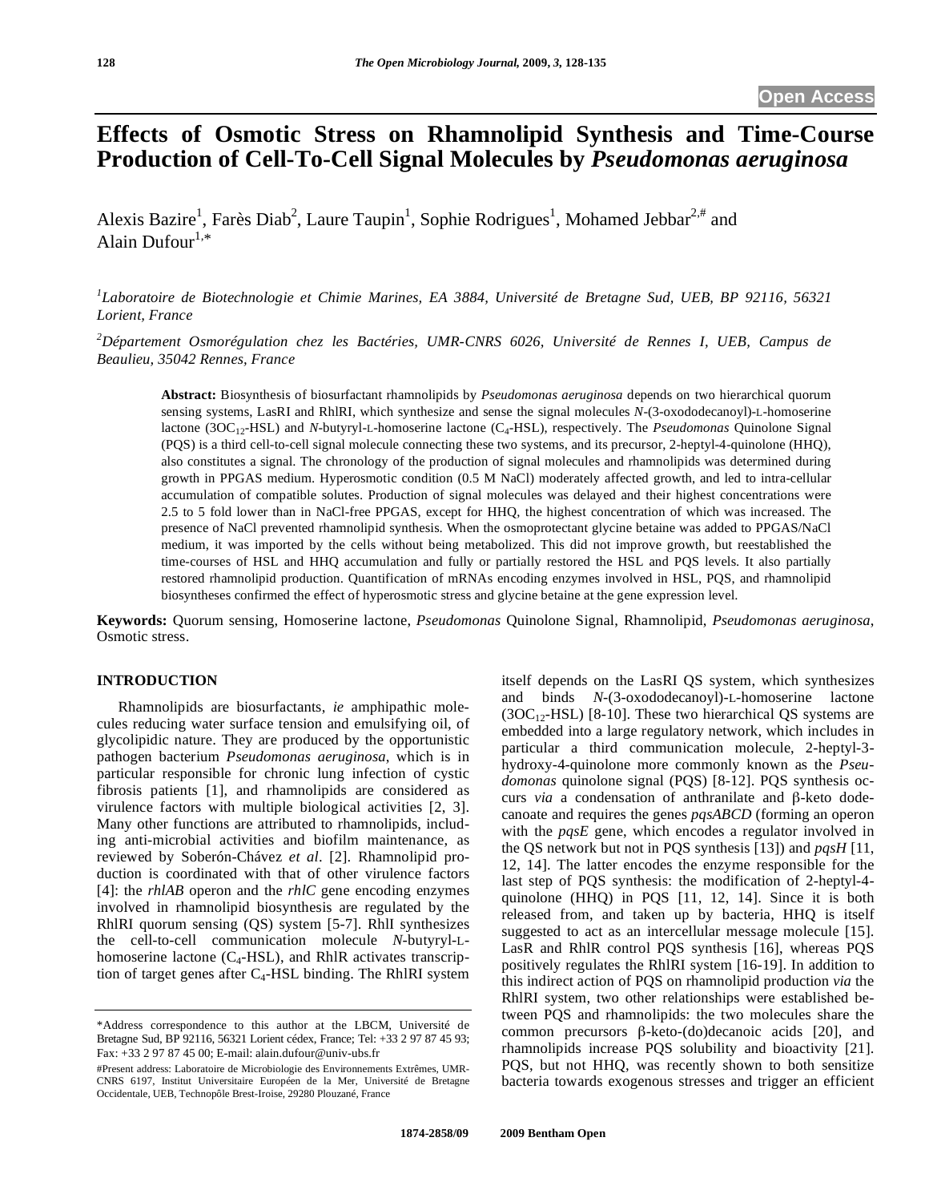Open Access

# Effects of Osmotic Stress on Rhamnolipid Synthesis and Time-Course Production of Cell-To-Cell Signal Molecules by *Pseudomonas aeruginosa*

Alexis Bazire[1], Farès Diab[2], Laure Taupin[1], Sophie Rodrigues[1], Mohamed Jebbar[2,#] and Alain Dufour[1,*]

[1] *Laboratoire de Biotechnologie et Chimie Marines, EA 3884, Université de Bretagne Sud, UEB, BP 92116, 56321 Lorient, France*

[2] *Département Osmorégulation chez les Bactéries, UMR-CNRS 6026, Université de Rennes I, UEB, Campus de Beaulieu, 35042 Rennes, France*

**Abstract:** Biosynthesis of biosurfactant rhamnolipids by *Pseudomonas aeruginosa* depends on two hierarchical quorum sensing systems, LasRI and RhlRI, which synthesize and sense the signal molecules *N*-(3-oxododecanoyl)-L-homoserine lactone ($3OC_{12}$-HSL) and *N*-butyryl-L-homoserine lactone ($C_4$-HSL), respectively. The *Pseudomonas* Quinolone Signal (PQS) is a third cell-to-cell signal molecule connecting these two systems, and its precursor, 2-heptyl-4-quinolone (HHQ), also constitutes a signal. The chronology of the production of signal molecules and rhamnolipids was determined during growth in PPGAS medium. Hyperosmotic condition (0.5 M NaCl) moderately affected growth, and led to intra-cellular accumulation of compatible solutes. Production of signal molecules was delayed and their highest concentrations were 2.5 to 5 fold lower than in NaCl-free PPGAS, except for HHQ, the highest concentration of which was increased. The presence of NaCl prevented rhamnolipid synthesis. When the osmoprotectant glycine betaine was added to PPGAS/NaCl medium, it was imported by the cells without being metabolized. This did not improve growth, but reestablished the time-courses of HSL and HHQ accumulation and fully or partially restored the HSL and PQS levels. It also partially restored rhamnolipid production. Quantification of mRNAs encoding enzymes involved in HSL, PQS, and rhamnolipid biosyntheses confirmed the effect of hyperosmotic stress and glycine betaine at the gene expression level.

**Keywords:** Quorum sensing, Homoserine lactone, *Pseudomonas* Quinolone Signal, Rhamnolipid, *Pseudomonas aeruginosa*, Osmotic stress.

## INTRODUCTION

Rhamnolipids are biosurfactants, *ie* amphipathic molecules reducing water surface tension and emulsifying oil, of glycolipidic nature. They are produced by the opportunistic pathogen bacterium *Pseudomonas aeruginosa*, which is in particular responsible for chronic lung infection of cystic fibrosis patients [1], and rhamnolipids are considered as virulence factors with multiple biological activities [2, 3]. Many other functions are attributed to rhamnolipids, including anti-microbial activities and biofilm maintenance, as reviewed by Soberón-Chávez *et al*. [2]. Rhamnolipid production is coordinated with that of other virulence factors [4]: the *rhlAB* operon and the *rhlC* gene encoding enzymes involved in rhamnolipid biosynthesis are regulated by the RhlRI quorum sensing (QS) system [5-7]. RhlI synthesizes the cell-to-cell communication molecule *N*-butyryl-L-homoserine lactone ($C_4$-HSL), and RhlR activates transcription of target genes after $C_4$-HSL binding. The RhlRI system itself depends on the LasRI QS system, which synthesizes and binds *N*-(3-oxododecanoyl)-L-homoserine lactone ($3OC_{12}$-HSL) [8-10]. These two hierarchical QS systems are embedded into a large regulatory network, which includes in particular a third communication molecule, 2-heptyl-3-hydroxy-4-quinolone more commonly known as the *Pseudomonas* quinolone signal (PQS) [8-12]. PQS synthesis occurs *via* a condensation of anthranilate and β-keto dodecanoate and requires the genes *pqsABCD* (forming an operon with the *pqsE* gene, which encodes a regulator involved in the QS network but not in PQS synthesis [13]) and *pqsH* [11, 12, 14]. The latter encodes the enzyme responsible for the last step of PQS synthesis: the modification of 2-heptyl-4-quinolone (HHQ) in PQS [11, 12, 14]. Since it is both released from, and taken up by bacteria, HHQ is itself suggested to act as an intercellular message molecule [15]. LasR and RhlR control PQS synthesis [16], whereas PQS positively regulates the RhlRI system [16-19]. In addition to this indirect action of PQS on rhamnolipid production *via* the RhlRI system, two other relationships were established between PQS and rhamnolipids: the two molecules share the common precursors β-keto-(do)decanoic acids [20], and rhamnolipids increase PQS solubility and bioactivity [21]. PQS, but not HHQ, was recently shown to both sensitize bacteria towards exogenous stresses and trigger an efficient

*Address correspondence to this author at the LBCM, Université de Bretagne Sud, BP 92116, 56321 Lorient cédex, France; Tel: +33 2 97 87 45 93; Fax: +33 2 97 87 45 00; E-mail: alain.dufour@univ-ubs.fr

#Present address: Laboratoire de Microbiologie des Environnements Extrêmes, UMR-CNRS 6197, Institut Universitaire Européen de la Mer, Université de Bretagne Occidentale, UEB, Technopôle Brest-Iroise, 29280 Plouzané, France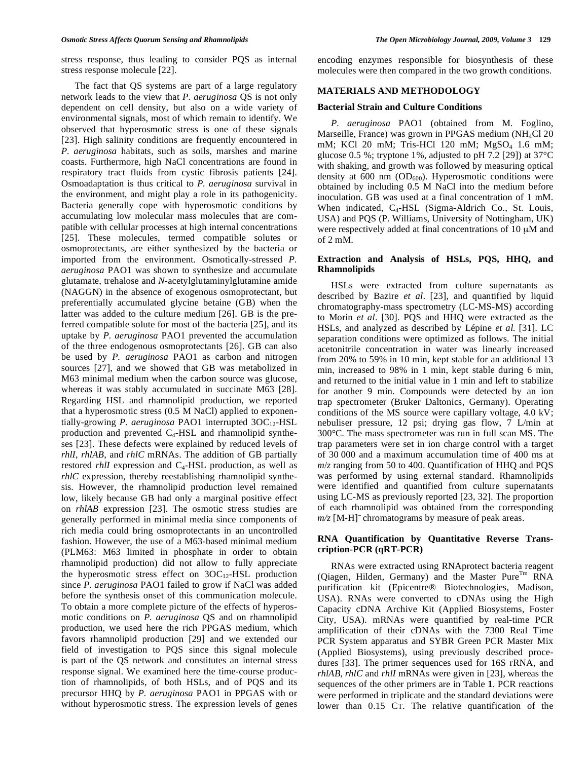stress response, thus leading to consider PQS as internal stress response molecule [22].

The fact that QS systems are part of a large regulatory network leads to the view that *P. aeruginosa* QS is not only dependent on cell density, but also on a wide variety of environmental signals, most of which remain to identify. We observed that hyperosmotic stress is one of these signals [23]. High salinity conditions are frequently encountered in *P. aeruginosa* habitats, such as soils, marshes and marine coasts. Furthermore, high NaCl concentrations are found in respiratory tract fluids from cystic fibrosis patients [24]. Osmoadaptation is thus critical to *P. aeruginosa* survival in the environment, and might play a role in its pathogenicity. Bacteria generally cope with hyperosmotic conditions by accumulating low molecular mass molecules that are compatible with cellular processes at high internal concentrations [25]. These molecules, termed compatible solutes or osmoprotectants, are either synthesized by the bacteria or imported from the environment. Osmotically-stressed *P. aeruginosa* PAO1 was shown to synthesize and accumulate glutamate, trehalose and *N*-acetylglutaminylglutamine amide (NAGGN) in the absence of exogenous osmoprotectant, but preferentially accumulated glycine betaine (GB) when the latter was added to the culture medium [26]. GB is the preferred compatible solute for most of the bacteria [25], and its uptake by *P. aeruginosa* PAO1 prevented the accumulation of the three endogenous osmoprotectants [26]. GB can also be used by *P. aeruginosa* PAO1 as carbon and nitrogen sources [27], and we showed that GB was metabolized in M63 minimal medium when the carbon source was glucose, whereas it was stably accumulated in succinate M63 [28]. Regarding HSL and rhamnolipid production, we reported that a hyperosmotic stress (0.5 M NaCl) applied to exponentially-growing *P. aeruginosa* PAO1 interrupted $3OC_{12}$-HSL production and prevented $C_4$-HSL and rhamnolipid syntheses [23]. These defects were explained by reduced levels of *rhlI*, *rhlAB*, and *rhlC* mRNAs. The addition of GB partially restored *rhlI* expression and $C_4$-HSL production, as well as *rhlC* expression, thereby reestablishing rhamnolipid synthesis. However, the rhamnolipid production level remained low, likely because GB had only a marginal positive effect on *rhlAB* expression [23]. The osmotic stress studies are generally performed in minimal media since components of rich media could bring osmoprotectants in an uncontrolled fashion. However, the use of a M63-based minimal medium (PLM63: M63 limited in phosphate in order to obtain rhamnolipid production) did not allow to fully appreciate the hyperosmotic stress effect on $3OC_{12}$-HSL production since *P. aeruginosa* PAO1 failed to grow if NaCl was added before the synthesis onset of this communication molecule. To obtain a more complete picture of the effects of hyperosmotic conditions on *P. aeruginosa* QS and on rhamnolipid production, we used here the rich PPGAS medium, which favors rhamnolipid production [29] and we extended our field of investigation to PQS since this signal molecule is part of the QS network and constitutes an internal stress response signal. We examined here the time-course production of rhamnolipids, of both HSLs, and of PQS and its precursor HHQ by *P. aeruginosa* PAO1 in PPGAS with or without hyperosmotic stress. The expression levels of genes encoding enzymes responsible for biosynthesis of these molecules were then compared in the two growth conditions.

## MATERIALS AND METHODOLOGY

### Bacterial Strain and Culture Conditions

*P. aeruginosa* PAO1 (obtained from M. Foglino, Marseille, France) was grown in PPGAS medium ($NH_4Cl$ 20 mM; KCl 20 mM; Tris-HCl 120 mM; $MgSO_4$ 1.6 mM; glucose 0.5 %; tryptone 1%, adjusted to pH 7.2 [29]) at 37°C with shaking, and growth was followed by measuring optical density at 600 nm ($OD_{600}$). Hyperosmotic conditions were obtained by including 0.5 M NaCl into the medium before inoculation. GB was used at a final concentration of 1 mM. When indicated, $C_4$-HSL (Sigma-Aldrich Co., St. Louis, USA) and PQS (P. Williams, University of Nottingham, UK) were respectively added at final concentrations of 10 μM and of 2 mM.

### Extraction and Analysis of HSLs, PQS, HHQ, and Rhamnolipids

HSLs were extracted from culture supernatants as described by Bazire *et al*. [23], and quantified by liquid chromatography-mass spectrometry (LC-MS-MS) according to Morin *et al*. [30]. PQS and HHQ were extracted as the HSLs, and analyzed as described by Lépine *et al.* [31]. LC separation conditions were optimized as follows. The initial acetonitrile concentration in water was linearly increased from 20% to 59% in 10 min, kept stable for an additional 13 min, increased to 98% in 1 min, kept stable during 6 min, and returned to the initial value in 1 min and left to stabilize for another 9 min. Compounds were detected by an ion trap spectrometer (Bruker Daltonics, Germany). Operating conditions of the MS source were capillary voltage, 4.0 kV; nebuliser pressure, 12 psi; drying gas flow, 7 L/min at 300°C. The mass spectrometer was run in full scan MS. The trap parameters were set in ion charge control with a target of 30 000 and a maximum accumulation time of 400 ms at *m/z* ranging from 50 to 400. Quantification of HHQ and PQS was performed by using external standard. Rhamnolipids were identified and quantified from culture supernatants using LC-MS as previously reported [23, 32]. The proportion of each rhamnolipid was obtained from the corresponding *m/z* $[M-H]^-$ chromatograms by measure of peak areas.

### RNA Quantification by Quantitative Reverse Transcription-PCR (qRT-PCR)

RNAs were extracted using RNAprotect bacteria reagent (Qiagen, Hilden, Germany) and the Master Pure$^{Tm}$ RNA purification kit (Epicentre® Biotechnologies, Madison, USA). RNAs were converted to cDNAs using the High Capacity cDNA Archive Kit (Applied Biosystems, Foster City, USA). mRNAs were quantified by real-time PCR amplification of their cDNAs with the 7300 Real Time PCR System apparatus and SYBR Green PCR Master Mix (Applied Biosystems), using previously described procedures [33]. The primer sequences used for 16S rRNA, and *rhlAB*, *rhlC* and *rhlI* mRNAs were given in [23], whereas the sequences of the other primers are in Table **1**. PCR reactions were performed in triplicate and the standard deviations were lower than 0.15 CT. The relative quantification of the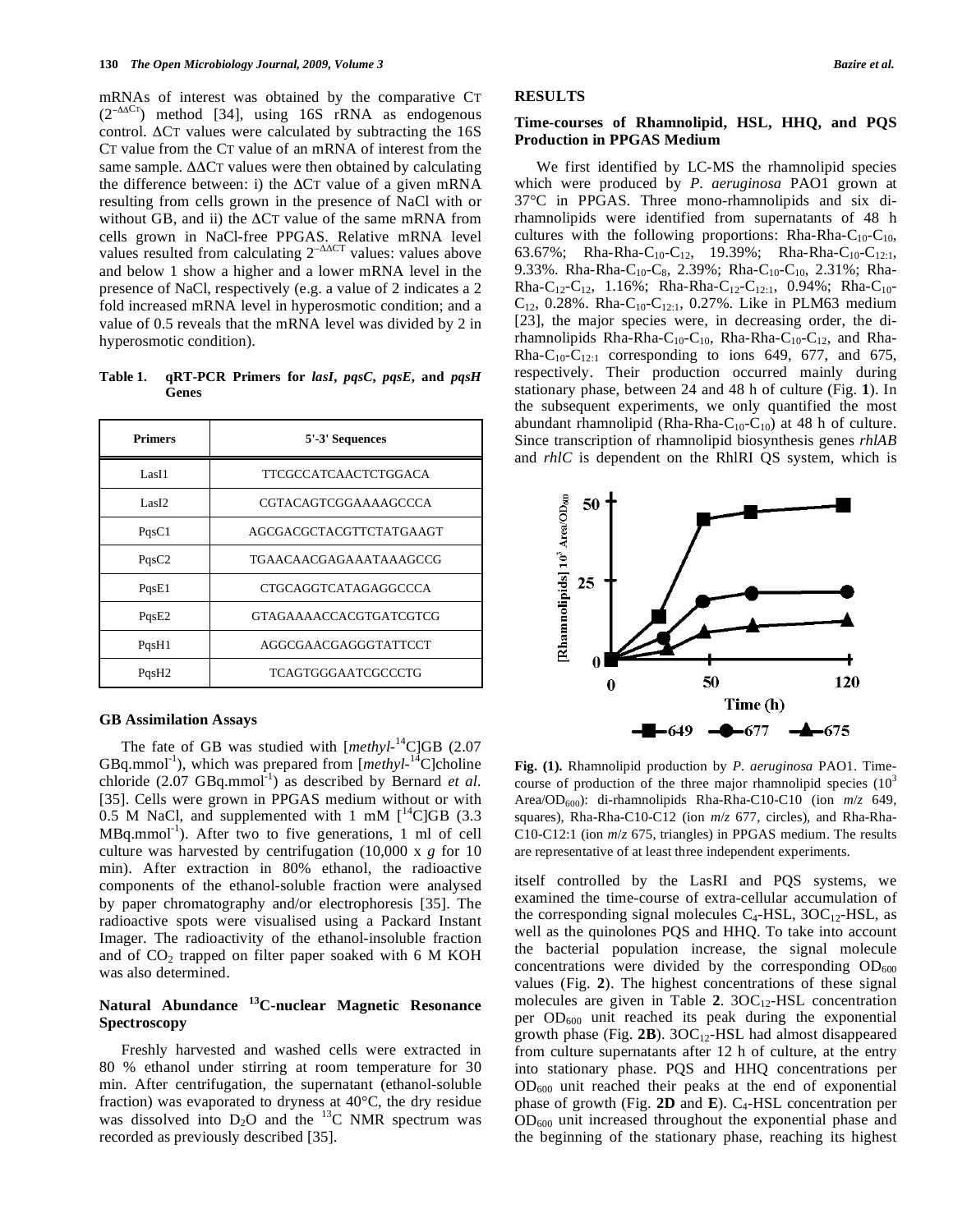mRNAs of interest was obtained by the comparative CT ($2^{-\Delta\Delta C_T}$) method [34], using 16S rRNA as endogenous control. ΔCT values were calculated by subtracting the 16S CT value from the CT value of an mRNA of interest from the same sample. ΔΔCT values were then obtained by calculating the difference between: i) the ΔCT value of a given mRNA resulting from cells grown in the presence of NaCl with or without GB, and ii) the ΔCT value of the same mRNA from cells grown in NaCl-free PPGAS. Relative mRNA level values resulted from calculating $2^{-\Delta\Delta CT}$ values: values above and below 1 show a higher and a lower mRNA level in the presence of NaCl, respectively (e.g. a value of 2 indicates a 2 fold increased mRNA level in hyperosmotic condition; and a value of 0.5 reveals that the mRNA level was divided by 2 in hyperosmotic condition).

**Table 1. qRT-PCR Primers for *lasI*, *pqsC*, *pqsE*, and *pqsH* Genes**

| Primers | 5'-3' Sequences |
|---|---|
| LasI1 | TTCGCCATCAACTCTGGACA |
| LasI2 | CGTACAGTCGGAAAAGCCCA |
| PqsC1 | AGCGACGCTACGTTCTATGAAGT |
| PqsC2 | TGAACAACGAGAAATAAAGCCG |
| PqsE1 | CTGCAGGTCATAGAGGCCCA |
| PqsE2 | GTAGAAAACCACGTGATCGTCG |
| PqsH1 | AGGCGAACGAGGGTATTCCT |
| PqsH2 | TCAGTGGGAATCGCCCTG |

### GB Assimilation Assays

The fate of GB was studied with [*methyl*-$^{14}$C]GB (2.07 GBq.mmol$^{-1}$), which was prepared from [*methyl*-$^{14}$C]choline chloride (2.07 GBq.mmol$^{-1}$) as described by Bernard *et al.* [35]. Cells were grown in PPGAS medium without or with 0.5 M NaCl, and supplemented with 1 mM [$^{14}$C]GB (3.3 MBq.mmol$^{-1}$). After two to five generations, 1 ml of cell culture was harvested by centrifugation (10,000 x *g* for 10 min). After extraction in 80% ethanol, the radioactive components of the ethanol-soluble fraction were analysed by paper chromatography and/or electrophoresis [35]. The radioactive spots were visualised using a Packard Instant Imager. The radioactivity of the ethanol-insoluble fraction and of $CO_2$ trapped on filter paper soaked with 6 M KOH was also determined.

### Natural Abundance $^{13}$C-nuclear Magnetic Resonance Spectroscopy

Freshly harvested and washed cells were extracted in 80 % ethanol under stirring at room temperature for 30 min. After centrifugation, the supernatant (ethanol-soluble fraction) was evaporated to dryness at 40°C, the dry residue was dissolved into $D_2O$ and the $^{13}$C NMR spectrum was recorded as previously described [35].

## RESULTS

### Time-courses of Rhamnolipid, HSL, HHQ, and PQS Production in PPGAS Medium

We first identified by LC-MS the rhamnolipid species which were produced by *P. aeruginosa* PAO1 grown at 37°C in PPGAS. Three mono-rhamnolipids and six di-rhamnolipids were identified from supernatants of 48 h cultures with the following proportions: Rha-Rha-$C_{10}$-$C_{10}$, 63.67%; Rha-Rha-$C_{10}$-$C_{12}$, 19.39%; Rha-Rha-$C_{10}$-$C_{12:1}$, 9.33%. Rha-Rha-$C_{10}$-$C_8$, 2.39%; Rha-$C_{10}$-$C_{10}$, 2.31%; Rha-Rha-$C_{12}$-$C_{12}$, 1.16%; Rha-Rha-$C_{12}$-$C_{12:1}$, 0.94%; Rha-$C_{10}$-$C_{12}$, 0.28%. Rha-$C_{10}$-$C_{12:1}$, 0.27%. Like in PLM63 medium [23], the major species were, in decreasing order, the di-rhamnolipids Rha-Rha-$C_{10}$-$C_{10}$, Rha-Rha-$C_{10}$-$C_{12}$, and Rha-Rha-$C_{10}$-$C_{12:1}$ corresponding to ions 649, 677, and 675, respectively. Their production occurred mainly during stationary phase, between 24 and 48 h of culture (Fig. **1**). In the subsequent experiments, we only quantified the most abundant rhamnolipid (Rha-Rha-$C_{10}$-$C_{10}$) at 48 h of culture. Since transcription of rhamnolipid biosynthesis genes *rhlAB* and *rhlC* is dependent on the RhlRI QS system, which is itself controlled by the LasRI and PQS systems, we examined the time-course of extra-cellular accumulation of the corresponding signal molecules $C_4$-HSL, $3OC_{12}$-HSL, as well as the quinolones PQS and HHQ. To take into account the bacterial population increase, the signal molecule concentrations were divided by the corresponding $OD_{600}$ values (Fig. **2**). The highest concentrations of these signal molecules are given in Table **2**. $3OC_{12}$-HSL concentration per $OD_{600}$ unit reached its peak during the exponential growth phase (Fig. **2B**). $3OC_{12}$-HSL had almost disappeared from culture supernatants after 12 h of culture, at the entry into stationary phase. PQS and HHQ concentrations per $OD_{600}$ unit reached their peaks at the end of exponential phase of growth (Fig. **2D** and **E**). $C_4$-HSL concentration per $OD_{600}$ unit increased throughout the exponential phase and the beginning of the stationary phase, reaching its highest

**Fig. (1).** Rhamnolipid production by *P. aeruginosa* PAO1. Time-course of production of the three major rhamnolipid species ($10^3$ Area/$OD_{600}$): di-rhamnolipids Rha-Rha-C10-C10 (ion *m/z* 649, squares), Rha-Rha-C10-C12 (ion *m/z* 677, circles), and Rha-Rha-C10-C12:1 (ion *m/z* 675, triangles) in PPGAS medium. The results are representative of at least three independent experiments.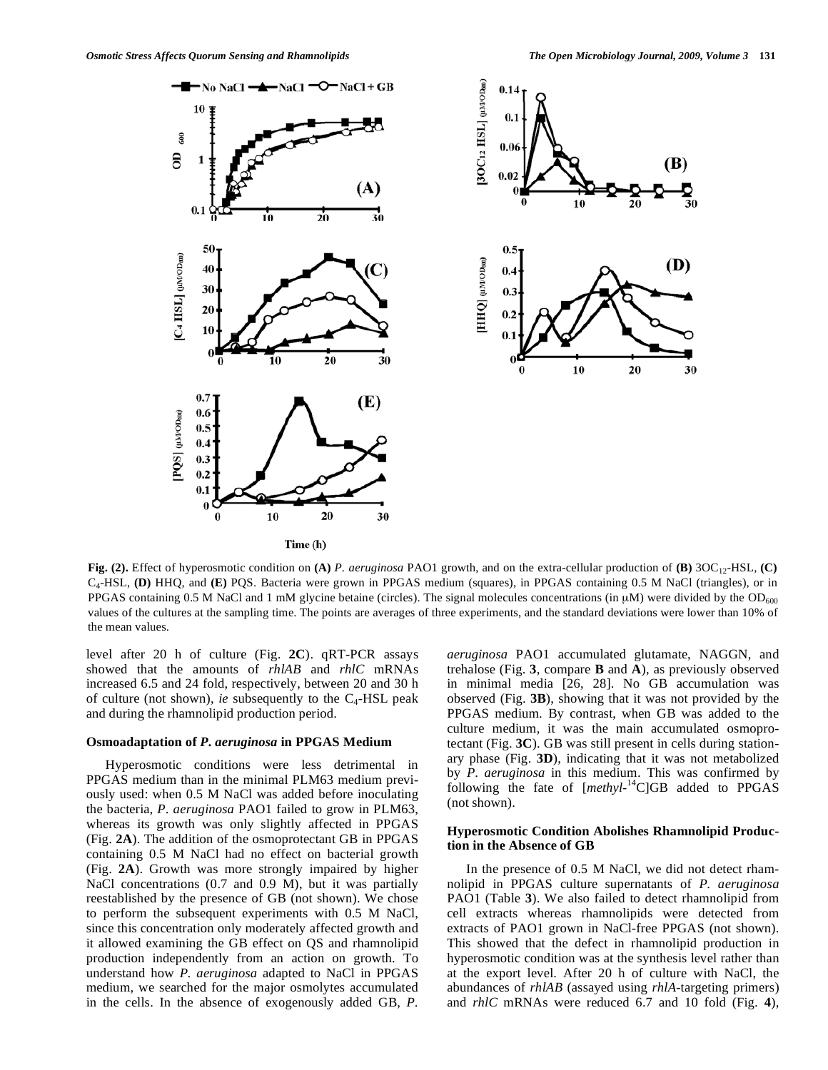**Fig. (2).** Effect of hyperosmotic condition on **(A)** *P. aeruginosa* PAO1 growth, and on the extra-cellular production of **(B)** $3OC_{12}$-HSL, **(C)** $C_4$-HSL, **(D)** HHQ, and **(E)** PQS. Bacteria were grown in PPGAS medium (squares), in PPGAS containing 0.5 M NaCl (triangles), or in PPGAS containing 0.5 M NaCl and 1 mM glycine betaine (circles). The signal molecules concentrations (in μM) were divided by the $OD_{600}$ values of the cultures at the sampling time. The points are averages of three experiments, and the standard deviations were lower than 10% of the mean values.

level after 20 h of culture (Fig. **2C**). qRT-PCR assays showed that the amounts of *rhlAB* and *rhlC* mRNAs increased 6.5 and 24 fold, respectively, between 20 and 30 h of culture (not shown), *ie* subsequently to the $C_4$-HSL peak and during the rhamnolipid production period.

### Osmoadaptation of *P. aeruginosa* in PPGAS Medium

Hyperosmotic conditions were less detrimental in PPGAS medium than in the minimal PLM63 medium previously used: when 0.5 M NaCl was added before inoculating the bacteria, *P. aeruginosa* PAO1 failed to grow in PLM63, whereas its growth was only slightly affected in PPGAS (Fig. **2A**). The addition of the osmoprotectant GB in PPGAS containing 0.5 M NaCl had no effect on bacterial growth (Fig. **2A**). Growth was more strongly impaired by higher NaCl concentrations (0.7 and 0.9 M), but it was partially reestablished by the presence of GB (not shown). We chose to perform the subsequent experiments with 0.5 M NaCl, since this concentration only moderately affected growth and it allowed examining the GB effect on QS and rhamnolipid production independently from an action on growth. To understand how *P. aeruginosa* adapted to NaCl in PPGAS medium, we searched for the major osmolytes accumulated in the cells. In the absence of exogenously added GB, *P. aeruginosa* PAO1 accumulated glutamate, NAGGN, and trehalose (Fig. **3**, compare **B** and **A**), as previously observed in minimal media [26, 28]. No GB accumulation was observed (Fig. **3B**), showing that it was not provided by the PPGAS medium. By contrast, when GB was added to the culture medium, it was the main accumulated osmoprotectant (Fig. **3C**). GB was still present in cells during stationary phase (Fig. **3D**), indicating that it was not metabolized by *P. aeruginosa* in this medium. This was confirmed by following the fate of [*methyl*-$^{14}$C]GB added to PPGAS (not shown).

### Hyperosmotic Condition Abolishes Rhamnolipid Production in the Absence of GB

In the presence of 0.5 M NaCl, we did not detect rhamnolipid in PPGAS culture supernatants of *P. aeruginosa* PAO1 (Table **3**). We also failed to detect rhamnolipid from cell extracts whereas rhamnolipids were detected from extracts of PAO1 grown in NaCl-free PPGAS (not shown). This showed that the defect in rhamnolipid production in hyperosmotic condition was at the synthesis level rather than at the export level. After 20 h of culture with NaCl, the abundances of *rhlAB* (assayed using *rhlA*-targeting primers) and *rhlC* mRNAs were reduced 6.7 and 10 fold (Fig. **4**),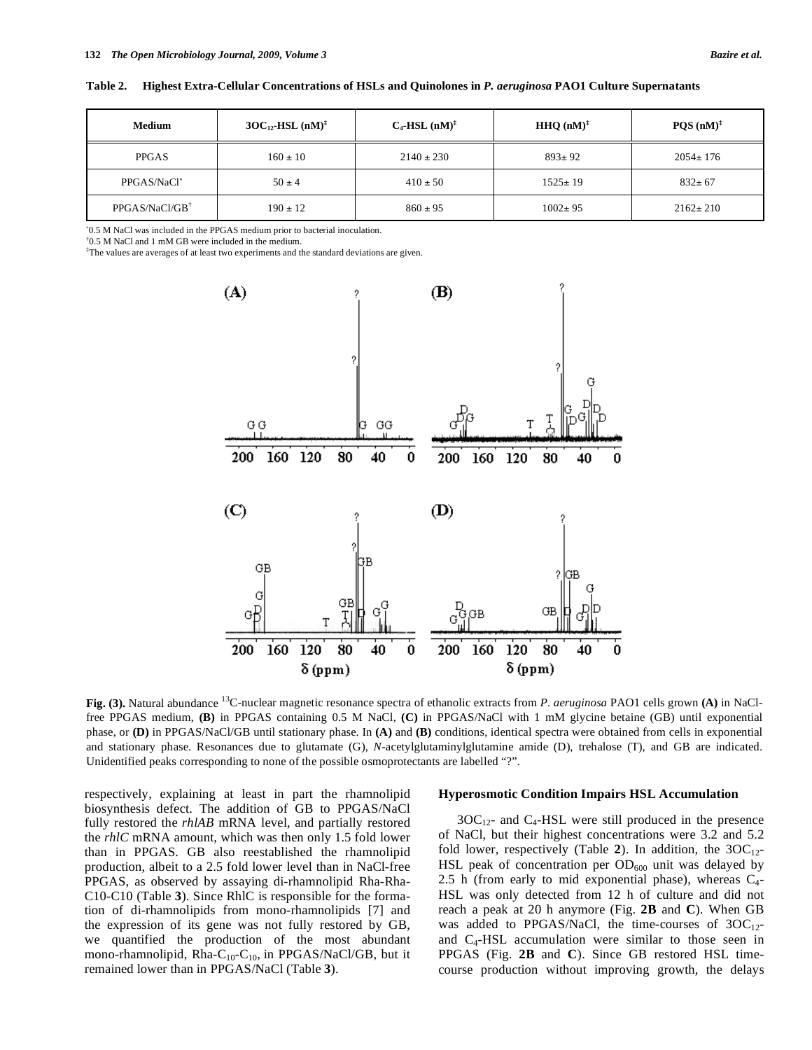**Table 2. Highest Extra-Cellular Concentrations of HSLs and Quinolones in *P. aeruginosa* PAO1 Culture Supernatants**

| Medium | $3OC_{12}$-HSL (nM)[‡] | $C_4$-HSL (nM)[‡] | HHQ (nM)[‡] | PQS (nM)[‡] |
|---|---|---|---|---|
| PPGAS | 160 ± 10 | 2140 ± 230 | 893± 92 | 2054± 176 |
| PPGAS/NaCl[*] | 50 ± 4 | 410 ± 50 | 1525± 19 | 832± 67 |
| PPGAS/NaCl/GB[†] | 190 ± 12 | 860 ± 95 | 1002± 95 | 2162± 210 |

[*]0.5 M NaCl was included in the PPGAS medium prior to bacterial inoculation.
[†]0.5 M NaCl and 1 mM GB were included in the medium.
[‡]The values are averages of at least two experiments and the standard deviations are given.

**Fig. (3).** Natural abundance $^{13}$C-nuclear magnetic resonance spectra of ethanolic extracts from *P. aeruginosa* PAO1 cells grown **(A)** in NaCl-free PPGAS medium, **(B)** in PPGAS containing 0.5 M NaCl, **(C)** in PPGAS/NaCl with 1 mM glycine betaine (GB) until exponential phase, or **(D)** in PPGAS/NaCl/GB until stationary phase. In **(A)** and **(B)** conditions, identical spectra were obtained from cells in exponential and stationary phase. Resonances due to glutamate (G), *N*-acetylglutaminylglutamine amide (D), trehalose (T), and GB are indicated. Unidentified peaks corresponding to none of the possible osmoprotectants are labelled "?".

respectively, explaining at least in part the rhamnolipid biosynthesis defect. The addition of GB to PPGAS/NaCl fully restored the *rhlAB* mRNA level, and partially restored the *rhlC* mRNA amount, which was then only 1.5 fold lower than in PPGAS. GB also reestablished the rhamnolipid production, albeit to a 2.5 fold lower level than in NaCl-free PPGAS, as observed by assaying di-rhamnolipid Rha-Rha-C10-C10 (Table **3**). Since RhlC is responsible for the formation of di-rhamnolipids from mono-rhamnolipids [7] and the expression of its gene was not fully restored by GB, we quantified the production of the most abundant mono-rhamnolipid, Rha-$C_{10}$-$C_{10}$, in PPGAS/NaCl/GB, but it remained lower than in PPGAS/NaCl (Table **3**).

#### Hyperosmotic Condition Impairs HSL Accumulation

$3OC_{12}$- and $C_4$-HSL were still produced in the presence of NaCl, but their highest concentrations were 3.2 and 5.2 fold lower, respectively (Table **2**). In addition, the $3OC_{12}$-HSL peak of concentration per $OD_{600}$ unit was delayed by 2.5 h (from early to mid exponential phase), whereas $C_4$-HSL was only detected from 12 h of culture and did not reach a peak at 20 h anymore (Fig. **2B** and **C**). When GB was added to PPGAS/NaCl, the time-courses of $3OC_{12}$- and $C_4$-HSL accumulation were similar to those seen in PPGAS (Fig. **2B** and **C**). Since GB restored HSL time-course production without improving growth, the delays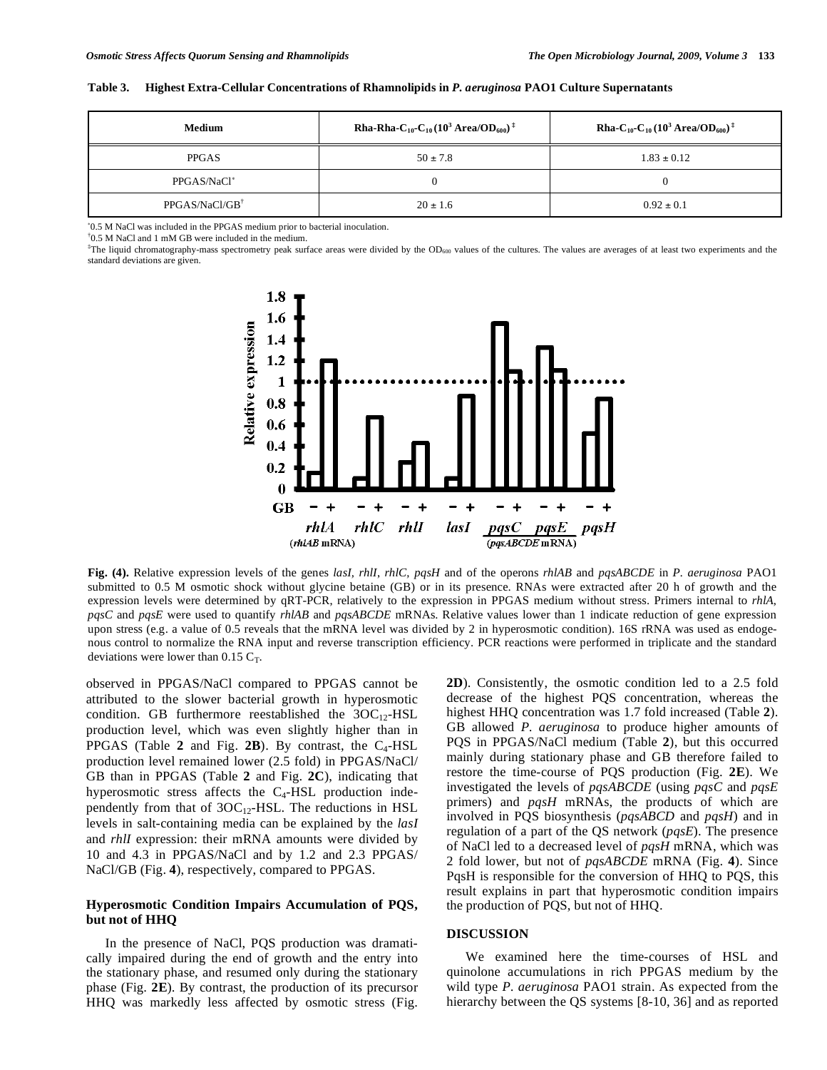**Table 3. Highest Extra-Cellular Concentrations of Rhamnolipids in *P. aeruginosa* PAO1 Culture Supernatants**

| Medium | Rha-Rha-$C_{10}$-$C_{10}$ ($10^3$ Area/$OD_{600}$) [‡] | Rha-$C_{10}$-$C_{10}$ ($10^3$ Area/$OD_{600}$) [‡] |
|---|---|---|
| PPGAS | 50 ± 7.8 | 1.83 ± 0.12 |
| PPGAS/NaCl [*] | 0 | 0 |
| PPGAS/NaCl/GB [†] | 20 ± 1.6 | 0.92 ± 0.1 |

[*] 0.5 M NaCl was included in the PPGAS medium prior to bacterial inoculation.
[†] 0.5 M NaCl and 1 mM GB were included in the medium.
[‡] The liquid chromatography-mass spectrometry peak surface areas were divided by the $OD_{600}$ values of the cultures. The values are averages of at least two experiments and the standard deviations are given.

**Fig. (4).** Relative expression levels of the genes *lasI, rhlI, rhlC, pqsH* and of the operons *rhlAB* and *pqsABCDE* in *P. aeruginosa* PAO1 submitted to 0.5 M osmotic shock without glycine betaine (GB) or in its presence. RNAs were extracted after 20 h of growth and the expression levels were determined by qRT-PCR, relatively to the expression in PPGAS medium without stress. Primers internal to *rhlA*, *pqsC* and *pqsE* were used to quantify *rhlAB* and *pqsABCDE* mRNAs. Relative values lower than 1 indicate reduction of gene expression upon stress (e.g. a value of 0.5 reveals that the mRNA level was divided by 2 in hyperosmotic condition). 16S rRNA was used as endogenous control to normalize the RNA input and reverse transcription efficiency. PCR reactions were performed in triplicate and the standard deviations were lower than 0.15 $C_T$.

observed in PPGAS/NaCl compared to PPGAS cannot be attributed to the slower bacterial growth in hyperosmotic condition. GB furthermore reestablished the $3OC_{12}$-HSL production level, which was even slightly higher than in PPGAS (Table **2** and Fig. **2B**). By contrast, the $C_4$-HSL production level remained lower (2.5 fold) in PPGAS/NaCl/GB than in PPGAS (Table **2** and Fig. **2C**), indicating that hyperosmotic stress affects the $C_4$-HSL production independently from that of $3OC_{12}$-HSL. The reductions in HSL levels in salt-containing media can be explained by the *lasI* and *rhlI* expression: their mRNA amounts were divided by 10 and 4.3 in PPGAS/NaCl and by 1.2 and 2.3 PPGAS/NaCl/GB (Fig. **4**), respectively, compared to PPGAS.

### Hyperosmotic Condition Impairs Accumulation of PQS, but not of HHQ

In the presence of NaCl, PQS production was dramatically impaired during the end of growth and the entry into the stationary phase, and resumed only during the stationary phase (Fig. **2E**). By contrast, the production of its precursor HHQ was markedly less affected by osmotic stress (Fig. **2D**). Consistently, the osmotic condition led to a 2.5 fold decrease of the highest PQS concentration, whereas the highest HHQ concentration was 1.7 fold increased (Table **2**). GB allowed *P. aeruginosa* to produce higher amounts of PQS in PPGAS/NaCl medium (Table **2**), but this occurred mainly during stationary phase and GB therefore failed to restore the time-course of PQS production (Fig. **2E**). We investigated the levels of *pqsABCDE* (using *pqsC* and *pqsE* primers) and *pqsH* mRNAs, the products of which are involved in PQS biosynthesis (*pqsABCD* and *pqsH*) and in regulation of a part of the QS network (*pqsE*). The presence of NaCl led to a decreased level of *pqsH* mRNA, which was 2 fold lower, but not of *pqsABCDE* mRNA (Fig. **4**). Since PqsH is responsible for the conversion of HHQ to PQS, this result explains in part that hyperosmotic condition impairs the production of PQS, but not of HHQ.

## DISCUSSION

We examined here the time-courses of HSL and quinolone accumulations in rich PPGAS medium by the wild type *P. aeruginosa* PAO1 strain. As expected from the hierarchy between the QS systems [8-10, 36] and as reported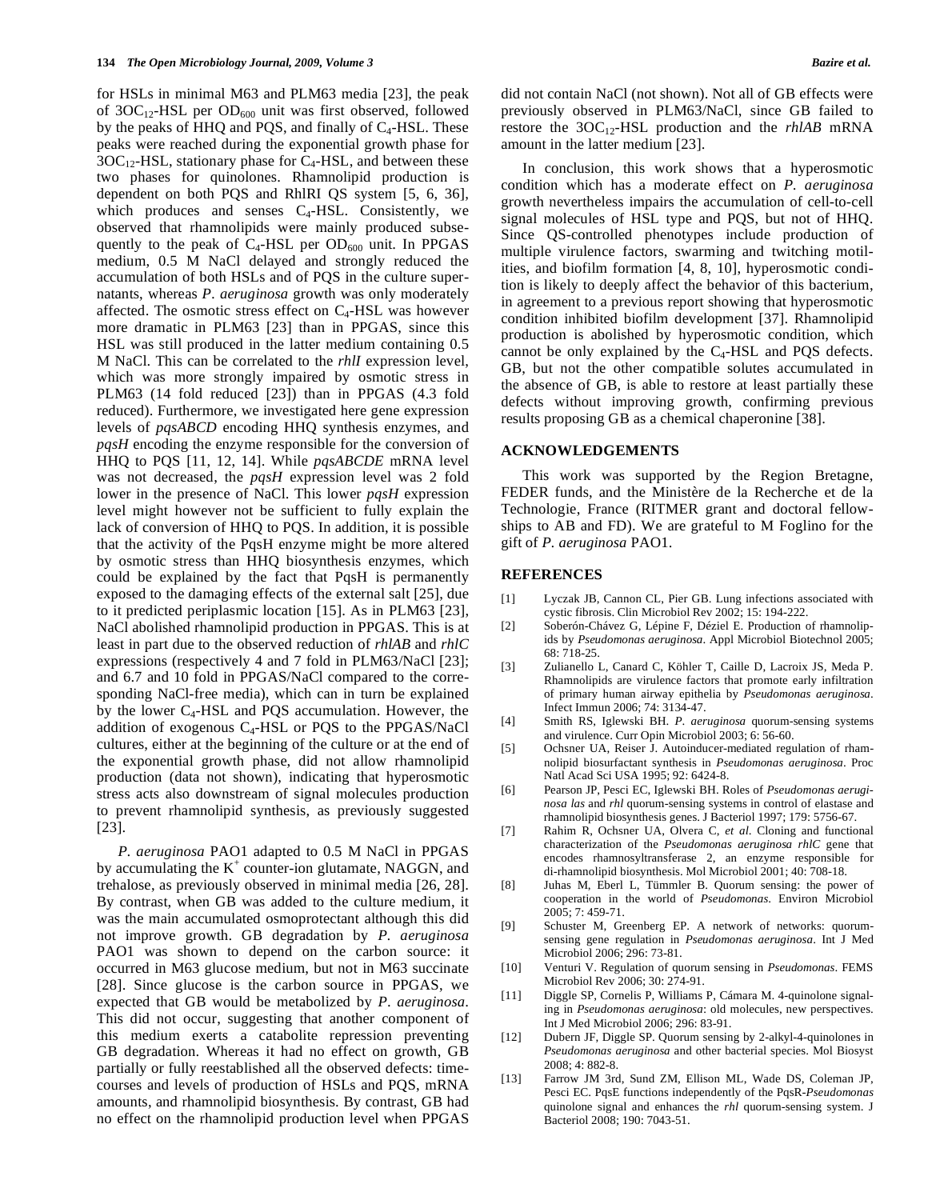for HSLs in minimal M63 and PLM63 media [23], the peak of $3OC_{12}$-HSL per $OD_{600}$ unit was first observed, followed by the peaks of HHQ and PQS, and finally of $C_4$-HSL. These peaks were reached during the exponential growth phase for $3OC_{12}$-HSL, stationary phase for $C_4$-HSL, and between these two phases for quinolones. Rhamnolipid production is dependent on both PQS and RhlRI QS system [5, 6, 36], which produces and senses $C_4$-HSL. Consistently, we observed that rhamnolipids were mainly produced subsequently to the peak of $C_4$-HSL per $OD_{600}$ unit. In PPGAS medium, 0.5 M NaCl delayed and strongly reduced the accumulation of both HSLs and of PQS in the culture supernatants, whereas *P. aeruginosa* growth was only moderately affected. The osmotic stress effect on $C_4$-HSL was however more dramatic in PLM63 [23] than in PPGAS, since this HSL was still produced in the latter medium containing 0.5 M NaCl. This can be correlated to the *rhlI* expression level, which was more strongly impaired by osmotic stress in PLM63 (14 fold reduced [23]) than in PPGAS (4.3 fold reduced). Furthermore, we investigated here gene expression levels of *pqsABCD* encoding HHQ synthesis enzymes, and *pqsH* encoding the enzyme responsible for the conversion of HHQ to PQS [11, 12, 14]. While *pqsABCDE* mRNA level was not decreased, the *pqsH* expression level was 2 fold lower in the presence of NaCl. This lower *pqsH* expression level might however not be sufficient to fully explain the lack of conversion of HHQ to PQS. In addition, it is possible that the activity of the PqsH enzyme might be more altered by osmotic stress than HHQ biosynthesis enzymes, which could be explained by the fact that PqsH is permanently exposed to the damaging effects of the external salt [25], due to it predicted periplasmic location [15]. As in PLM63 [23], NaCl abolished rhamnolipid production in PPGAS. This is at least in part due to the observed reduction of *rhlAB* and *rhlC* expressions (respectively 4 and 7 fold in PLM63/NaCl [23]; and 6.7 and 10 fold in PPGAS/NaCl compared to the corresponding NaCl-free media), which can in turn be explained by the lower $C_4$-HSL and PQS accumulation. However, the addition of exogenous $C_4$-HSL or PQS to the PPGAS/NaCl cultures, either at the beginning of the culture or at the end of the exponential growth phase, did not allow rhamnolipid production (data not shown), indicating that hyperosmotic stress acts also downstream of signal molecules production to prevent rhamnolipid synthesis, as previously suggested [23].

*P. aeruginosa* PAO1 adapted to 0.5 M NaCl in PPGAS by accumulating the $K^+$ counter-ion glutamate, NAGGN, and trehalose, as previously observed in minimal media [26, 28]. By contrast, when GB was added to the culture medium, it was the main accumulated osmoprotectant although this did not improve growth. GB degradation by *P. aeruginosa* PAO1 was shown to depend on the carbon source: it occurred in M63 glucose medium, but not in M63 succinate [28]. Since glucose is the carbon source in PPGAS, we expected that GB would be metabolized by *P. aeruginosa*. This did not occur, suggesting that another component of this medium exerts a catabolite repression preventing GB degradation. Whereas it had no effect on growth, GB partially or fully reestablished all the observed defects: time-courses and levels of production of HSLs and PQS, mRNA amounts, and rhamnolipid biosynthesis. By contrast, GB had no effect on the rhamnolipid production level when PPGAS did not contain NaCl (not shown). Not all of GB effects were previously observed in PLM63/NaCl, since GB failed to restore the $3OC_{12}$-HSL production and the *rhlAB* mRNA amount in the latter medium [23].

In conclusion, this work shows that a hyperosmotic condition which has a moderate effect on *P. aeruginosa* growth nevertheless impairs the accumulation of cell-to-cell signal molecules of HSL type and PQS, but not of HHQ. Since QS-controlled phenotypes include production of multiple virulence factors, swarming and twitching motilities, and biofilm formation [4, 8, 10], hyperosmotic condition is likely to deeply affect the behavior of this bacterium, in agreement to a previous report showing that hyperosmotic condition inhibited biofilm development [37]. Rhamnolipid production is abolished by hyperosmotic condition, which cannot be only explained by the $C_4$-HSL and PQS defects. GB, but not the other compatible solutes accumulated in the absence of GB, is able to restore at least partially these defects without improving growth, confirming previous results proposing GB as a chemical chaperonine [38].

## ACKNOWLEDGEMENTS

This work was supported by the Region Bretagne, FEDER funds, and the Ministère de la Recherche et de la Technologie, France (RITMER grant and doctoral fellowships to AB and FD). We are grateful to M Foglino for the gift of *P. aeruginosa* PAO1.

## REFERENCES

[1] Lyczak JB, Cannon CL, Pier GB. Lung infections associated with cystic fibrosis. Clin Microbiol Rev 2002; 15: 194-222.

[2] Soberón-Chávez G, Lépine F, Déziel E. Production of rhamnolipids by *Pseudomonas aeruginosa*. Appl Microbiol Biotechnol 2005; 68: 718-25.

[3] Zulianello L, Canard C, Köhler T, Caille D, Lacroix JS, Meda P. Rhamnolipids are virulence factors that promote early infiltration of primary human airway epithelia by *Pseudomonas aeruginosa*. Infect Immun 2006; 74: 3134-47.

[4] Smith RS, Iglewski BH. *P. aeruginosa* quorum-sensing systems and virulence. Curr Opin Microbiol 2003; 6: 56-60.

[5] Ochsner UA, Reiser J. Autoinducer-mediated regulation of rhamnolipid biosurfactant synthesis in *Pseudomonas aeruginosa*. Proc Natl Acad Sci USA 1995; 92: 6424-8.

[6] Pearson JP, Pesci EC, Iglewski BH. Roles of *Pseudomonas aeruginosa las* and *rhl* quorum-sensing systems in control of elastase and rhamnolipid biosynthesis genes. J Bacteriol 1997; 179: 5756-67.

[7] Rahim R, Ochsner UA, Olvera C, *et al*. Cloning and functional characterization of the *Pseudomonas aeruginosa rhlC* gene that encodes rhamnosyltransferase 2, an enzyme responsible for di-rhamnolipid biosynthesis. Mol Microbiol 2001; 40: 708-18.

[8] Juhas M, Eberl L, Tümmler B. Quorum sensing: the power of cooperation in the world of *Pseudomonas*. Environ Microbiol 2005; 7: 459-71.

[9] Schuster M, Greenberg EP. A network of networks: quorum-sensing gene regulation in *Pseudomonas aeruginosa*. Int J Med Microbiol 2006; 296: 73-81.

[10] Venturi V. Regulation of quorum sensing in *Pseudomonas*. FEMS Microbiol Rev 2006; 30: 274-91.

[11] Diggle SP, Cornelis P, Williams P, Cámara M. 4-quinolone signalling in *Pseudomonas aeruginosa*: old molecules, new perspectives. Int J Med Microbiol 2006; 296: 83-91.

[12] Dubern JF, Diggle SP. Quorum sensing by 2-alkyl-4-quinolones in *Pseudomonas aeruginosa* and other bacterial species. Mol Biosyst 2008; 4: 882-8.

[13] Farrow JM 3rd, Sund ZM, Ellison ML, Wade DS, Coleman JP, Pesci EC. PqsE functions independently of the PqsR-*Pseudomonas* quinolone signal and enhances the *rhl* quorum-sensing system. J Bacteriol 2008; 190: 7043-51.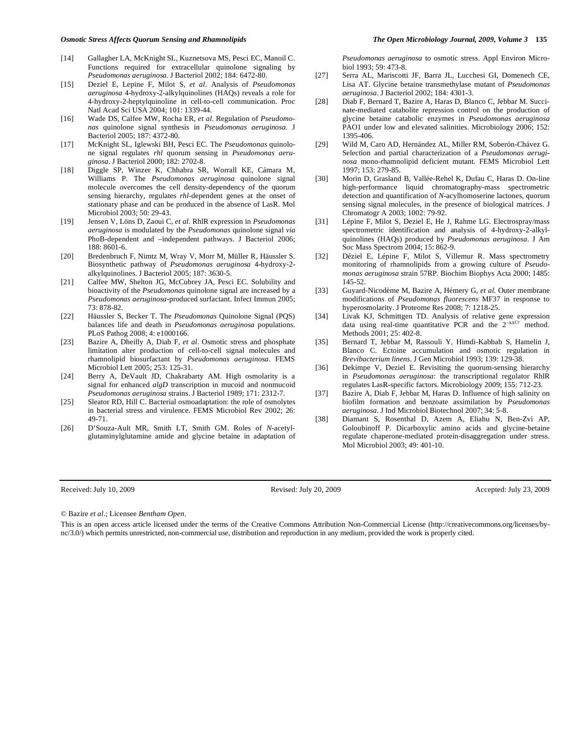[14] Gallagher LA, McKnight SL, Kuznetsova MS, Pesci EC, Manoil C. Functions required for extracellular quinolone signaling by *Pseudomonas aeruginosa*. J Bacteriol 2002; 184: 6472-80.

[15] Deziel E, Lepine F, Milot S, *et al*. Analysis of *Pseudomonas aeruginosa* 4-hydroxy-2-alkylquinolines (HAQs) reveals a role for 4-hydroxy-2-heptylquinoline in cell-to-cell communication. Proc Natl Acad Sci USA 2004; 101: 1339-44.

[16] Wade DS, Calfee MW, Rocha ER, *et al*. Regulation of *Pseudomonas* quinolone signal synthesis in *Pseudomonas aeruginosa*. J Bacteriol 2005; 187: 4372-80.

[17] McKnight SL, Iglewski BH, Pesci EC. The *Pseudomonas* quinolone signal regulates *rhl* quorum sensing in *Pseudomonas aeruginosa*. J Bacteriol 2000; 182: 2702-8.

[18] Diggle SP, Winzer K, Chhabra SR, Worrall KE, Cámara M, Williams P. The *Pseudomonas aeruginosa* quinolone signal molecule overcomes the cell density-dependency of the quorum sensing hierarchy, regulates *rhl*-dependent genes at the onset of stationary phase and can be produced in the absence of LasR. Mol Microbiol 2003; 50: 29-43.

[19] Jensen V, Löns D, Zaoui C, *et al*. RhlR expression in *Pseudomonas aeruginosa* is modulated by the *Pseudomonas* quinolone signal *via* PhoB-dependent and –independent pathways. J Bacteriol 2006; 188: 8601-6.

[20] Bredenbruch F, Nimtz M, Wray V, Morr M, Müller R, Häussler S. Biosynthetic pathway of *Pseudomonas aeruginosa* 4-hydroxy-2-alkylquinolines. J Bacteriol 2005; 187: 3630-5.

[21] Calfee MW, Shelton JG, McCubrey JA, Pesci EC. Solubility and bioactivity of the *Pseudomonas* quinolone signal are increased by a *Pseudomonas aeruginosa*-produced surfactant. Infect Immun 2005; 73: 878-82.

[22] Häussler S, Becker T. The *Pseudomonas* Quinolone Signal (PQS) balances life and death in *Pseudomonas aeruginosa* populations. PLoS Pathog 2008; 4: e1000166.

[23] Bazire A, Dheilly A, Diab F, *et al*. Osmotic stress and phosphate limitation alter production of cell-to-cell signal molecules and rhamnolipid biosurfactant by *Pseudomonas aeruginosa*. FEMS Microbiol Lett 2005; 253: 125-31.

[24] Berry A, DeVault JD, Chakrabarty AM. High osmolarity is a signal for enhanced *algD* transcription in mucoid and nonmucoid *Pseudomonas aeruginosa* strains. J Bacteriol 1989; 171: 2312-7.

[25] Sleator RD, Hill C. Bacterial osmoadaptation: the role of osmolytes in bacterial stress and virulence. FEMS Microbiol Rev 2002; 26: 49-71.

[26] D'Souza-Ault MR, Smith LT, Smith GM. Roles of *N*-acetylglutaminylglutamine amide and glycine betaine in adaptation of *Pseudomonas aeruginosa* to osmotic stress. Appl Environ Microbiol 1993; 59: 473-8.

[27] Serra AL, Mariscotti JF, Barra JL, Lucchesi GI, Domenech CE, Lisa AT. Glycine betaine transmethylase mutant of *Pseudomonas aeruginosa*. J Bacteriol 2002; 184: 4301-3.

[28] Diab F, Bernard T, Bazire A, Haras D, Blanco C, Jebbar M. Succinate-mediated catabolite repression control on the production of glycine betaine catabolic enzymes in *Pseudomonas aeruginosa* PAO1 under low and elevated salinities. Microbiology 2006; 152: 1395-406.

[29] Wild M, Caro AD, Hernández AL, Miller RM, Soberón-Chávez G. Selection and partial characterization of a *Pseudomonas aeruginosa* mono-rhamnolipid deficient mutant. FEMS Microbiol Lett 1997; 153: 279-85.

[30] Morin D, Grasland B, Vallée-Rehel K, Dufau C, Haras D. On-line high-performance liquid chromatography-mass spectrometric detection and quantification of *N*-acylhomoserine lactones, quorum sensing signal molecules, in the presence of biological matrices. J Chromatogr A 2003; 1002: 79-92.

[31] Lépine F, Milot S, Deziel E, He J, Rahme LG. Electrospray/mass spectrometric identification and analysis of 4-hydroxy-2-alkylquinolines (HAQs) produced by *Pseudomonas aeruginosa*. J Am Soc Mass Spectrom 2004; 15: 862-9.

[32] Déziel E, Lépine F, Milot S, Villemur R. Mass spectrometry monitoring of rhamnolipids from a growing culture of *Pseudomonas aeruginosa* strain 57RP. Biochim Biophys Acta 2000; 1485: 145-52.

[33] Guyard-Nicodème M, Bazire A, Hémery G, *et al*. Outer membrane modifications of *Pseudomonas fluorescens* MF37 in response to hyperosmolarity. J Proteome Res 2008; 7: 1218-25.

[34] Livak KJ, Schmittgen TD. Analysis of relative gene expression data using real-time quantitative PCR and the $2^{-\Delta\Delta C_T}$ method. Methods 2001; 25: 402-8.

[35] Bernard T, Jebbar M, Rassouli Y, Himdi-Kabbab S, Hamelin J, Blanco C. Ectoine accumulation and osmotic regulation in *Brevibacterium linens*. J Gen Microbiol 1993; 139: 129-38.

[36] Dekimpe V, Deziel E. Revisiting the quorum-sensing hierarchy in *Pseudomonas aeruginosa*: the transcriptional regulator RhlR regulates LasR-specific factors. Microbiology 2009; 155: 712-23.

[37] Bazire A, Diab F, Jebbar M, Haras D. Influence of high salinity on biofilm formation and benzoate assimilation by *Pseudomonas aeruginosa*. J Ind Microbiol Biotechnol 2007; 34: 5-8.

[38] Diamant S, Rosenthal D, Azem A, Eliahu N, Ben-Zvi AP, Goloubinoff P. Dicarboxylic amino acids and glycine-betaine regulate chaperone-mediated protein-disaggregation under stress. Mol Microbiol 2003; 49: 401-10.

Received: July 10, 2009 Revised: July 20, 2009 Accepted: July 23, 2009

© Bazire *et al*.; Licensee *Bentham Open*.

This is an open access article licensed under the terms of the Creative Commons Attribution Non-Commercial License (http://creativecommons.org/licenses/by-nc/3.0/) which permits unrestricted, non-commercial use, distribution and reproduction in any medium, provided the work is properly cited.